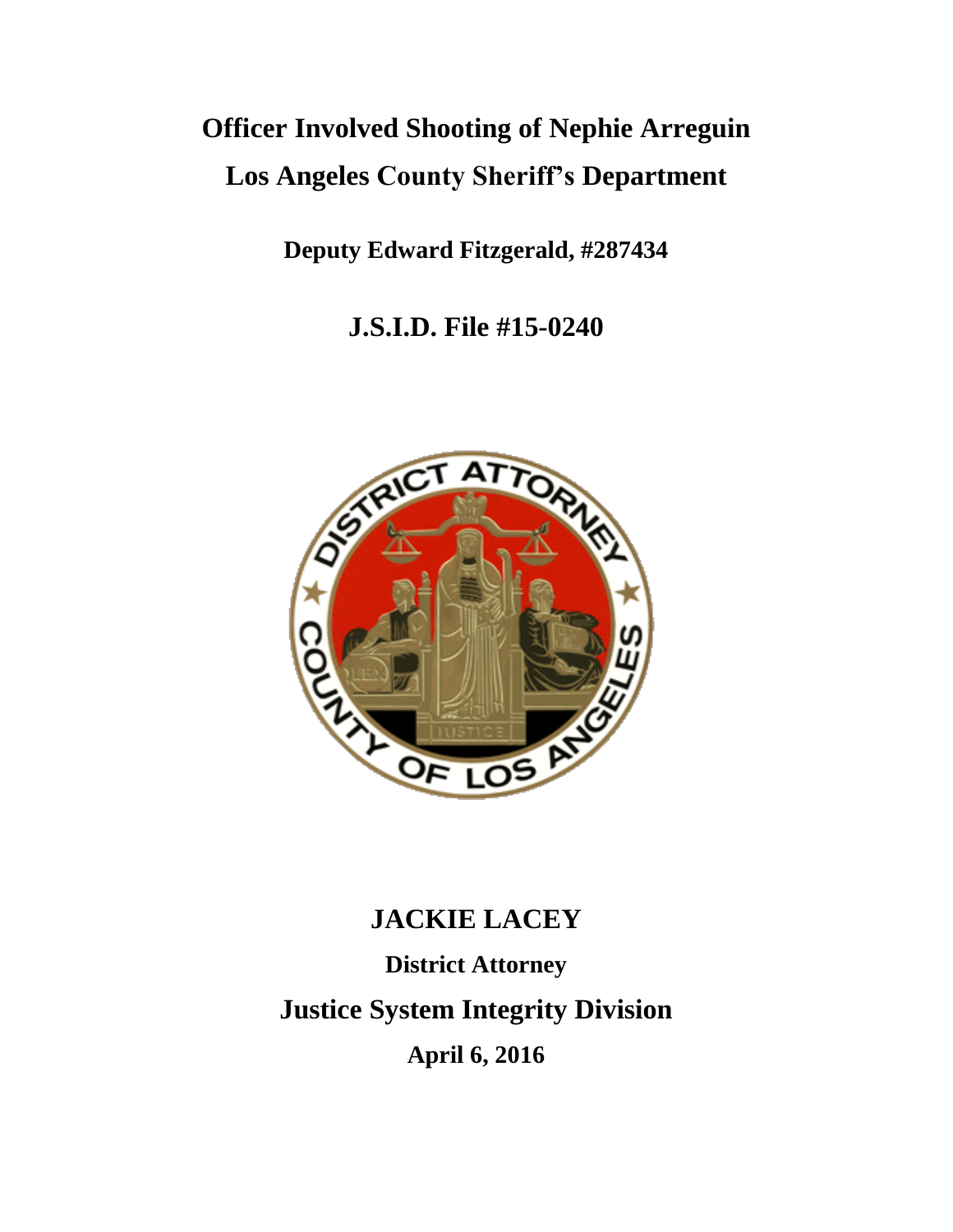# Officer Involved Shooting of Nephie Arreguin

# Los Angeles County Sheriff's Department

**Deputy Edward Fitzgerald, #287434**

## J.S.I.D. File #15-0240

## JACKIE LACEY

**District Attorney**

## Justice System Integrity Division

**April 6, 2016**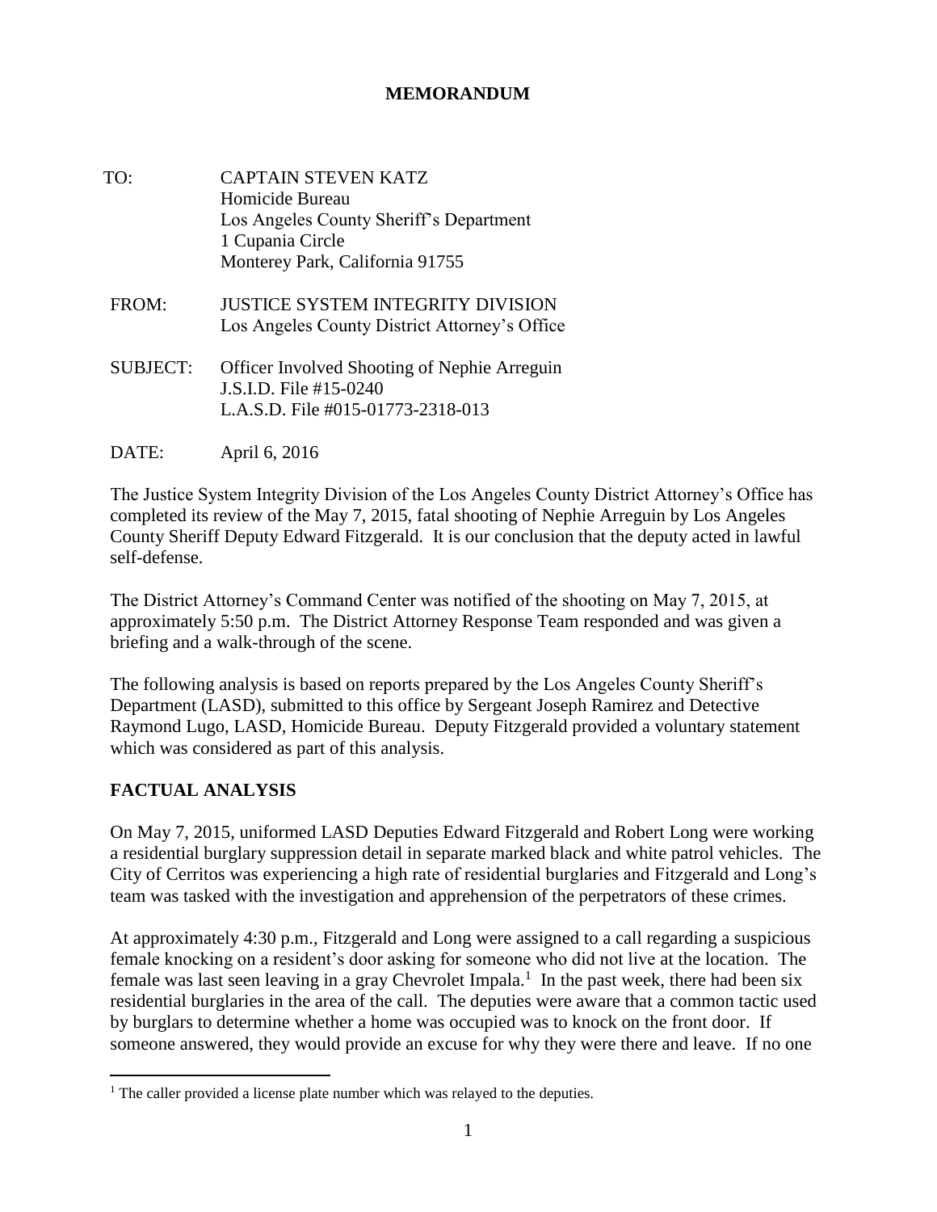# MEMORANDUM

TO: CAPTAIN STEVEN KATZ
Homicide Bureau
Los Angeles County Sheriff's Department
1 Cupania Circle
Monterey Park, California 91755

FROM: JUSTICE SYSTEM INTEGRITY DIVISION
Los Angeles County District Attorney's Office

SUBJECT: Officer Involved Shooting of Nephie Arreguin
J.S.I.D. File #15-0240
L.A.S.D. File #015-01773-2318-013

DATE: April 6, 2016

The Justice System Integrity Division of the Los Angeles County District Attorney's Office has completed its review of the May 7, 2015, fatal shooting of Nephie Arreguin by Los Angeles County Sheriff Deputy Edward Fitzgerald. It is our conclusion that the deputy acted in lawful self-defense.

The District Attorney's Command Center was notified of the shooting on May 7, 2015, at approximately 5:50 p.m. The District Attorney Response Team responded and was given a briefing and a walk-through of the scene.

The following analysis is based on reports prepared by the Los Angeles County Sheriff's Department (LASD), submitted to this office by Sergeant Joseph Ramirez and Detective Raymond Lugo, LASD, Homicide Bureau. Deputy Fitzgerald provided a voluntary statement which was considered as part of this analysis.

## FACTUAL ANALYSIS

On May 7, 2015, uniformed LASD Deputies Edward Fitzgerald and Robert Long were working a residential burglary suppression detail in separate marked black and white patrol vehicles. The City of Cerritos was experiencing a high rate of residential burglaries and Fitzgerald and Long's team was tasked with the investigation and apprehension of the perpetrators of these crimes.

At approximately 4:30 p.m., Fitzgerald and Long were assigned to a call regarding a suspicious female knocking on a resident's door asking for someone who did not live at the location. The female was last seen leaving in a gray Chevrolet Impala.[1] In the past week, there had been six residential burglaries in the area of the call. The deputies were aware that a common tactic used by burglars to determine whether a home was occupied was to knock on the front door. If someone answered, they would provide an excuse for why they were there and leave. If no one

[1] The caller provided a license plate number which was relayed to the deputies.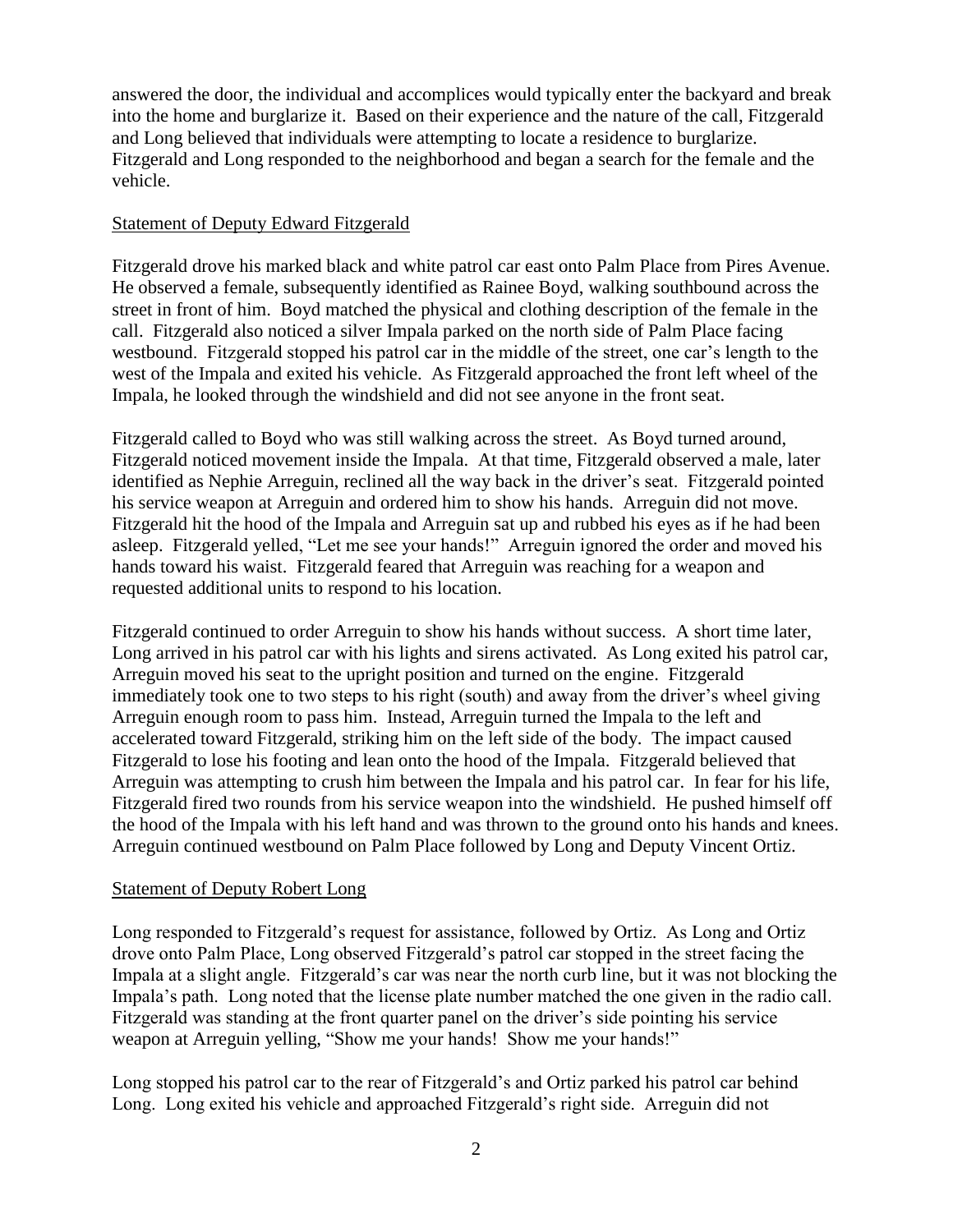answered the door, the individual and accomplices would typically enter the backyard and break into the home and burglarize it. Based on their experience and the nature of the call, Fitzgerald and Long believed that individuals were attempting to locate a residence to burglarize. Fitzgerald and Long responded to the neighborhood and began a search for the female and the vehicle.

## Statement of Deputy Edward Fitzgerald

Fitzgerald drove his marked black and white patrol car east onto Palm Place from Pires Avenue. He observed a female, subsequently identified as Rainee Boyd, walking southbound across the street in front of him. Boyd matched the physical and clothing description of the female in the call. Fitzgerald also noticed a silver Impala parked on the north side of Palm Place facing westbound. Fitzgerald stopped his patrol car in the middle of the street, one car's length to the west of the Impala and exited his vehicle. As Fitzgerald approached the front left wheel of the Impala, he looked through the windshield and did not see anyone in the front seat.

Fitzgerald called to Boyd who was still walking across the street. As Boyd turned around, Fitzgerald noticed movement inside the Impala. At that time, Fitzgerald observed a male, later identified as Nephie Arreguin, reclined all the way back in the driver's seat. Fitzgerald pointed his service weapon at Arreguin and ordered him to show his hands. Arreguin did not move. Fitzgerald hit the hood of the Impala and Arreguin sat up and rubbed his eyes as if he had been asleep. Fitzgerald yelled, "Let me see your hands!" Arreguin ignored the order and moved his hands toward his waist. Fitzgerald feared that Arreguin was reaching for a weapon and requested additional units to respond to his location.

Fitzgerald continued to order Arreguin to show his hands without success. A short time later, Long arrived in his patrol car with his lights and sirens activated. As Long exited his patrol car, Arreguin moved his seat to the upright position and turned on the engine. Fitzgerald immediately took one to two steps to his right (south) and away from the driver's wheel giving Arreguin enough room to pass him. Instead, Arreguin turned the Impala to the left and accelerated toward Fitzgerald, striking him on the left side of the body. The impact caused Fitzgerald to lose his footing and lean onto the hood of the Impala. Fitzgerald believed that Arreguin was attempting to crush him between the Impala and his patrol car. In fear for his life, Fitzgerald fired two rounds from his service weapon into the windshield. He pushed himself off the hood of the Impala with his left hand and was thrown to the ground onto his hands and knees. Arreguin continued westbound on Palm Place followed by Long and Deputy Vincent Ortiz.

## Statement of Deputy Robert Long

Long responded to Fitzgerald's request for assistance, followed by Ortiz. As Long and Ortiz drove onto Palm Place, Long observed Fitzgerald's patrol car stopped in the street facing the Impala at a slight angle. Fitzgerald's car was near the north curb line, but it was not blocking the Impala's path. Long noted that the license plate number matched the one given in the radio call. Fitzgerald was standing at the front quarter panel on the driver's side pointing his service weapon at Arreguin yelling, "Show me your hands! Show me your hands!"

Long stopped his patrol car to the rear of Fitzgerald's and Ortiz parked his patrol car behind Long. Long exited his vehicle and approached Fitzgerald's right side. Arreguin did not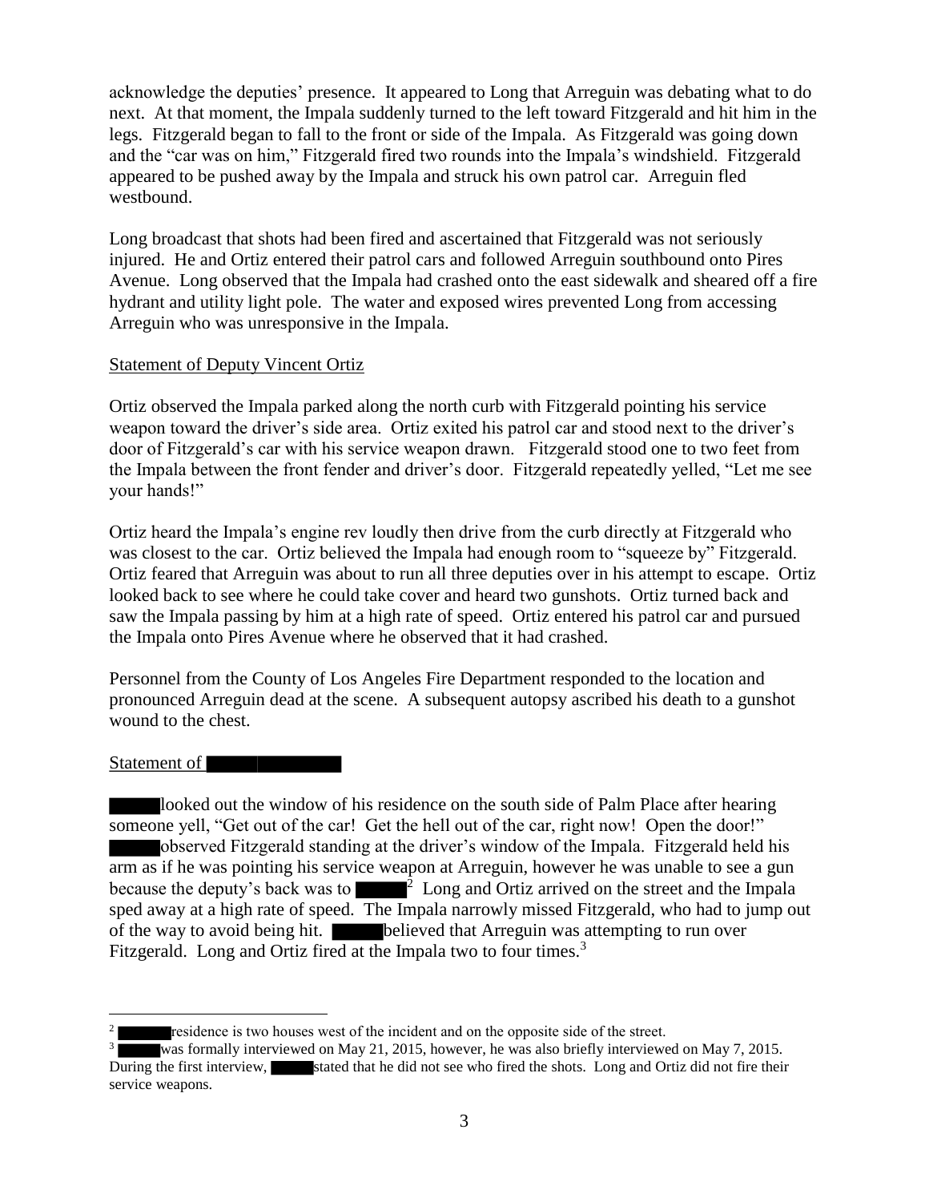acknowledge the deputies' presence. It appeared to Long that Arreguin was debating what to do next. At that moment, the Impala suddenly turned to the left toward Fitzgerald and hit him in the legs. Fitzgerald began to fall to the front or side of the Impala. As Fitzgerald was going down and the "car was on him," Fitzgerald fired two rounds into the Impala's windshield. Fitzgerald appeared to be pushed away by the Impala and struck his own patrol car. Arreguin fled westbound.

Long broadcast that shots had been fired and ascertained that Fitzgerald was not seriously injured. He and Ortiz entered their patrol cars and followed Arreguin southbound onto Pires Avenue. Long observed that the Impala had crashed onto the east sidewalk and sheared off a fire hydrant and utility light pole. The water and exposed wires prevented Long from accessing Arreguin who was unresponsive in the Impala.

Statement of Deputy Vincent Ortiz

Ortiz observed the Impala parked along the north curb with Fitzgerald pointing his service weapon toward the driver's side area. Ortiz exited his patrol car and stood next to the driver's door of Fitzgerald's car with his service weapon drawn. Fitzgerald stood one to two feet from the Impala between the front fender and driver's door. Fitzgerald repeatedly yelled, "Let me see your hands!"

Ortiz heard the Impala's engine rev loudly then drive from the curb directly at Fitzgerald who was closest to the car. Ortiz believed the Impala had enough room to "squeeze by" Fitzgerald. Ortiz feared that Arreguin was about to run all three deputies over in his attempt to escape. Ortiz looked back to see where he could take cover and heard two gunshots. Ortiz turned back and saw the Impala passing by him at a high rate of speed. Ortiz entered his patrol car and pursued the Impala onto Pires Avenue where he observed that it had crashed.

Personnel from the County of Los Angeles Fire Department responded to the location and pronounced Arreguin dead at the scene. A subsequent autopsy ascribed his death to a gunshot wound to the chest.

Statement of [REDACTED]

[REDACTED] looked out the window of his residence on the south side of Palm Place after hearing someone yell, "Get out of the car! Get the hell out of the car, right now! Open the door!" [REDACTED] observed Fitzgerald standing at the driver's window of the Impala. Fitzgerald held his arm as if he was pointing his service weapon at Arreguin, however he was unable to see a gun because the deputy's back was to [REDACTED].[2] Long and Ortiz arrived on the street and the Impala sped away at a high rate of speed. The Impala narrowly missed Fitzgerald, who had to jump out of the way to avoid being hit. [REDACTED] believed that Arreguin was attempting to run over Fitzgerald. Long and Ortiz fired at the Impala two to four times.[3]

---

[2] [REDACTED] residence is two houses west of the incident and on the opposite side of the street.

[3] [REDACTED] was formally interviewed on May 21, 2015, however, he was also briefly interviewed on May 7, 2015. During the first interview, [REDACTED] stated that he did not see who fired the shots. Long and Ortiz did not fire their service weapons.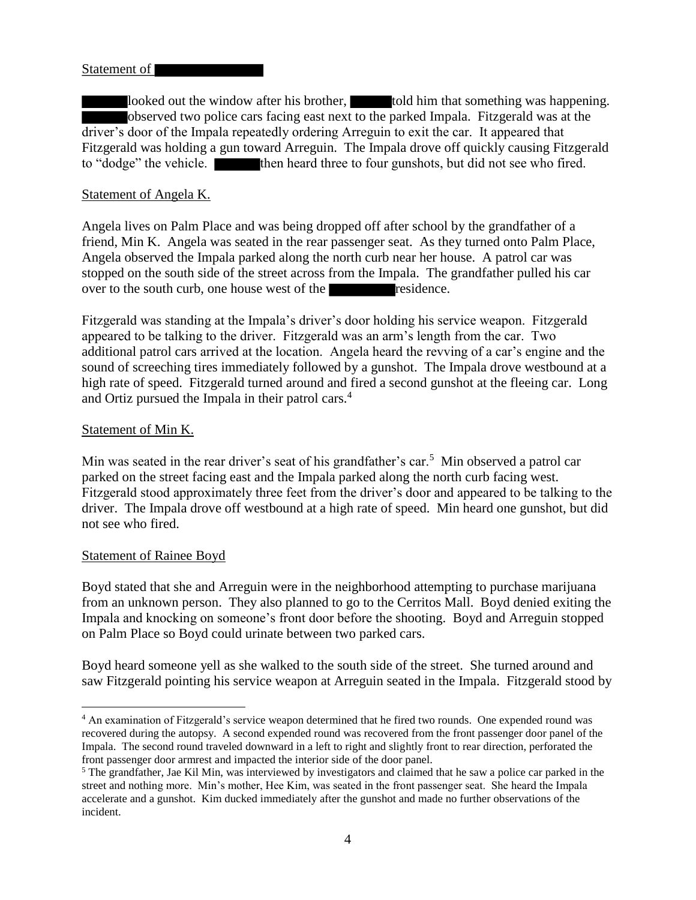Statement of ████████

██████ looked out the window after his brother, ██████ told him that something was happening. ██████ observed two police cars facing east next to the parked Impala. Fitzgerald was at the driver's door of the Impala repeatedly ordering Arreguin to exit the car. It appeared that Fitzgerald was holding a gun toward Arreguin. The Impala drove off quickly causing Fitzgerald to "dodge" the vehicle. ██████ then heard three to four gunshots, but did not see who fired.

Statement of Angela K.

Angela lives on Palm Place and was being dropped off after school by the grandfather of a friend, Min K. Angela was seated in the rear passenger seat. As they turned onto Palm Place, Angela observed the Impala parked along the north curb near her house. A patrol car was stopped on the south side of the street across from the Impala. The grandfather pulled his car over to the south curb, one house west of the ████████ residence.

Fitzgerald was standing at the Impala's driver's door holding his service weapon. Fitzgerald appeared to be talking to the driver. Fitzgerald was an arm's length from the car. Two additional patrol cars arrived at the location. Angela heard the revving of a car's engine and the sound of screeching tires immediately followed by a gunshot. The Impala drove westbound at a high rate of speed. Fitzgerald turned around and fired a second gunshot at the fleeing car. Long and Ortiz pursued the Impala in their patrol cars.[4]

Statement of Min K.

Min was seated in the rear driver's seat of his grandfather's car.[5] Min observed a patrol car parked on the street facing east and the Impala parked along the north curb facing west. Fitzgerald stood approximately three feet from the driver's door and appeared to be talking to the driver. The Impala drove off westbound at a high rate of speed. Min heard one gunshot, but did not see who fired.

Statement of Rainee Boyd

Boyd stated that she and Arreguin were in the neighborhood attempting to purchase marijuana from an unknown person. They also planned to go to the Cerritos Mall. Boyd denied exiting the Impala and knocking on someone's front door before the shooting. Boyd and Arreguin stopped on Palm Place so Boyd could urinate between two parked cars.

Boyd heard someone yell as she walked to the south side of the street. She turned around and saw Fitzgerald pointing his service weapon at Arreguin seated in the Impala. Fitzgerald stood by

---

[4] An examination of Fitzgerald's service weapon determined that he fired two rounds. One expended round was recovered during the autopsy. A second expended round was recovered from the front passenger door panel of the Impala. The second round traveled downward in a left to right and slightly front to rear direction, perforated the front passenger door armrest and impacted the interior side of the door panel.

[5] The grandfather, Jae Kil Min, was interviewed by investigators and claimed that he saw a police car parked in the street and nothing more. Min's mother, Hee Kim, was seated in the front passenger seat. She heard the Impala accelerate and a gunshot. Kim ducked immediately after the gunshot and made no further observations of the incident.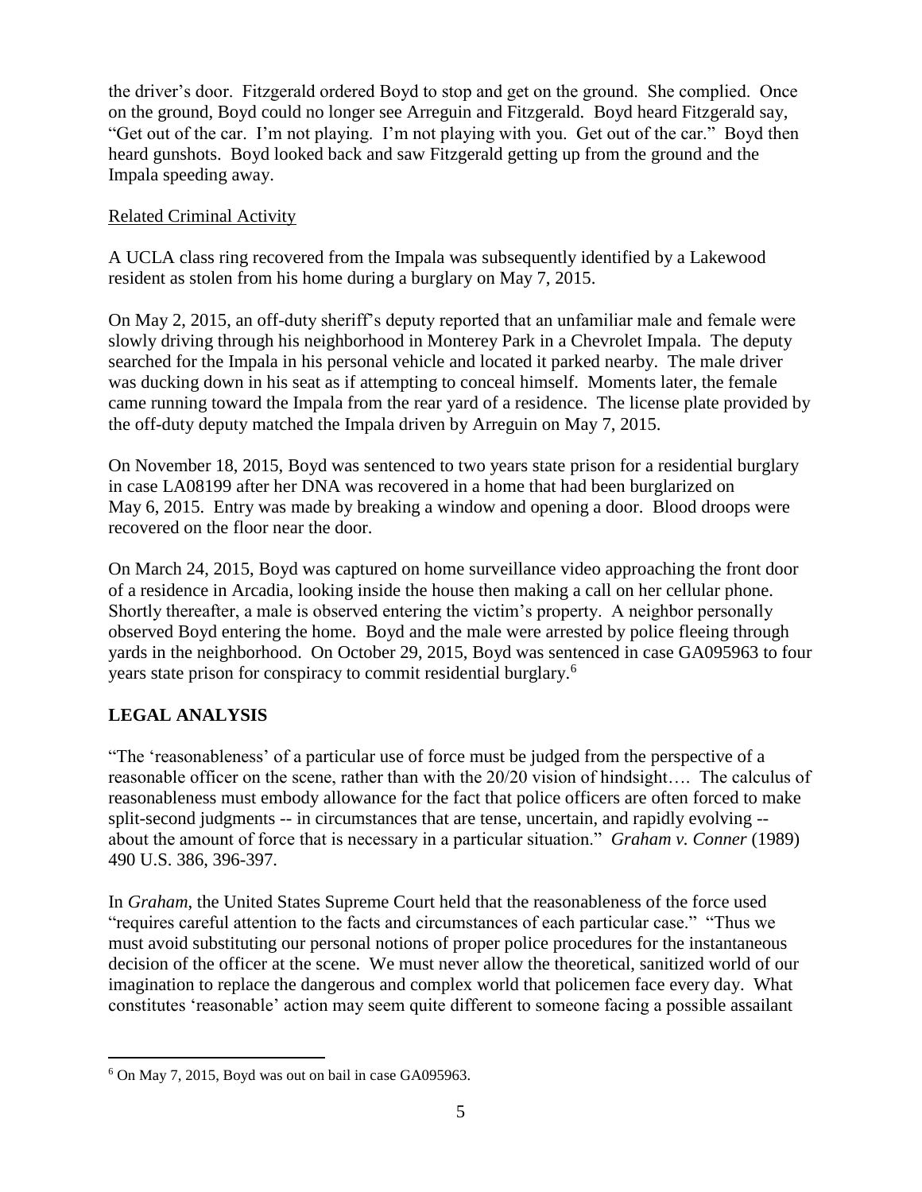the driver's door. Fitzgerald ordered Boyd to stop and get on the ground. She complied. Once on the ground, Boyd could no longer see Arreguin and Fitzgerald. Boyd heard Fitzgerald say, "Get out of the car. I'm not playing. I'm not playing with you. Get out of the car." Boyd then heard gunshots. Boyd looked back and saw Fitzgerald getting up from the ground and the Impala speeding away.

Related Criminal Activity

A UCLA class ring recovered from the Impala was subsequently identified by a Lakewood resident as stolen from his home during a burglary on May 7, 2015.

On May 2, 2015, an off-duty sheriff's deputy reported that an unfamiliar male and female were slowly driving through his neighborhood in Monterey Park in a Chevrolet Impala. The deputy searched for the Impala in his personal vehicle and located it parked nearby. The male driver was ducking down in his seat as if attempting to conceal himself. Moments later, the female came running toward the Impala from the rear yard of a residence. The license plate provided by the off-duty deputy matched the Impala driven by Arreguin on May 7, 2015.

On November 18, 2015, Boyd was sentenced to two years state prison for a residential burglary in case LA08199 after her DNA was recovered in a home that had been burglarized on May 6, 2015. Entry was made by breaking a window and opening a door. Blood droops were recovered on the floor near the door.

On March 24, 2015, Boyd was captured on home surveillance video approaching the front door of a residence in Arcadia, looking inside the house then making a call on her cellular phone. Shortly thereafter, a male is observed entering the victim's property. A neighbor personally observed Boyd entering the home. Boyd and the male were arrested by police fleeing through yards in the neighborhood. On October 29, 2015, Boyd was sentenced in case GA095963 to four years state prison for conspiracy to commit residential burglary.[6]

## LEGAL ANALYSIS

"The 'reasonableness' of a particular use of force must be judged from the perspective of a reasonable officer on the scene, rather than with the 20/20 vision of hindsight…. The calculus of reasonableness must embody allowance for the fact that police officers are often forced to make split-second judgments -- in circumstances that are tense, uncertain, and rapidly evolving -- about the amount of force that is necessary in a particular situation." *Graham v. Conner* (1989) 490 U.S. 386, 396-397.

In *Graham*, the United States Supreme Court held that the reasonableness of the force used "requires careful attention to the facts and circumstances of each particular case." "Thus we must avoid substituting our personal notions of proper police procedures for the instantaneous decision of the officer at the scene. We must never allow the theoretical, sanitized world of our imagination to replace the dangerous and complex world that policemen face every day. What constitutes 'reasonable' action may seem quite different to someone facing a possible assailant

[6] On May 7, 2015, Boyd was out on bail in case GA095963.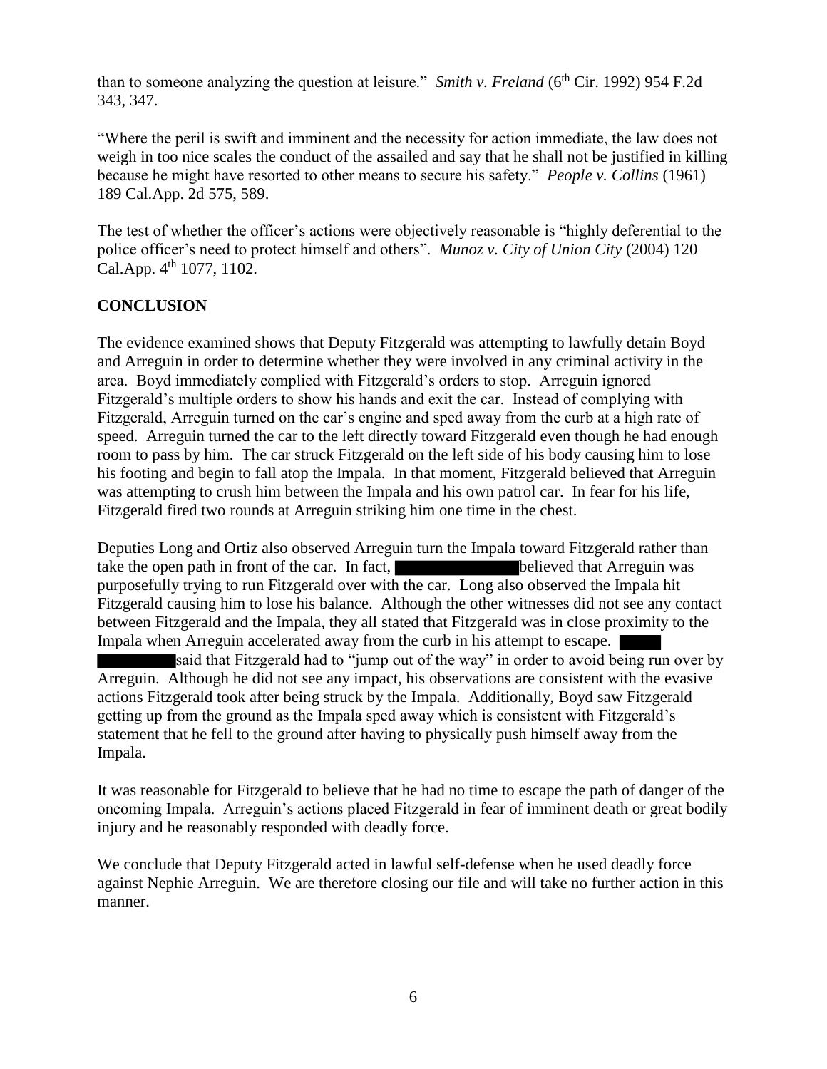than to someone analyzing the question at leisure." *Smith v. Freland* (6th Cir. 1992) 954 F.2d 343, 347.

"Where the peril is swift and imminent and the necessity for action immediate, the law does not weigh in too nice scales the conduct of the assailed and say that he shall not be justified in killing because he might have resorted to other means to secure his safety." *People v. Collins* (1961) 189 Cal.App. 2d 575, 589.

The test of whether the officer's actions were objectively reasonable is "highly deferential to the police officer's need to protect himself and others". *Munoz v. City of Union City* (2004) 120 Cal.App. 4th 1077, 1102.

## CONCLUSION

The evidence examined shows that Deputy Fitzgerald was attempting to lawfully detain Boyd and Arreguin in order to determine whether they were involved in any criminal activity in the area. Boyd immediately complied with Fitzgerald's orders to stop. Arreguin ignored Fitzgerald's multiple orders to show his hands and exit the car. Instead of complying with Fitzgerald, Arreguin turned on the car's engine and sped away from the curb at a high rate of speed. Arreguin turned the car to the left directly toward Fitzgerald even though he had enough room to pass by him. The car struck Fitzgerald on the left side of his body causing him to lose his footing and begin to fall atop the Impala. In that moment, Fitzgerald believed that Arreguin was attempting to crush him between the Impala and his own patrol car. In fear for his life, Fitzgerald fired two rounds at Arreguin striking him one time in the chest.

Deputies Long and Ortiz also observed Arreguin turn the Impala toward Fitzgerald rather than take the open path in front of the car. In fact, [REDACTED] believed that Arreguin was purposefully trying to run Fitzgerald over with the car. Long also observed the Impala hit Fitzgerald causing him to lose his balance. Although the other witnesses did not see any contact between Fitzgerald and the Impala, they all stated that Fitzgerald was in close proximity to the Impala when Arreguin accelerated away from the curb in his attempt to escape. [REDACTED] said that Fitzgerald had to "jump out of the way" in order to avoid being run over by Arreguin. Although he did not see any impact, his observations are consistent with the evasive actions Fitzgerald took after being struck by the Impala. Additionally, Boyd saw Fitzgerald getting up from the ground as the Impala sped away which is consistent with Fitzgerald's statement that he fell to the ground after having to physically push himself away from the Impala.

It was reasonable for Fitzgerald to believe that he had no time to escape the path of danger of the oncoming Impala. Arreguin's actions placed Fitzgerald in fear of imminent death or great bodily injury and he reasonably responded with deadly force.

We conclude that Deputy Fitzgerald acted in lawful self-defense when he used deadly force against Nephie Arreguin. We are therefore closing our file and will take no further action in this manner.